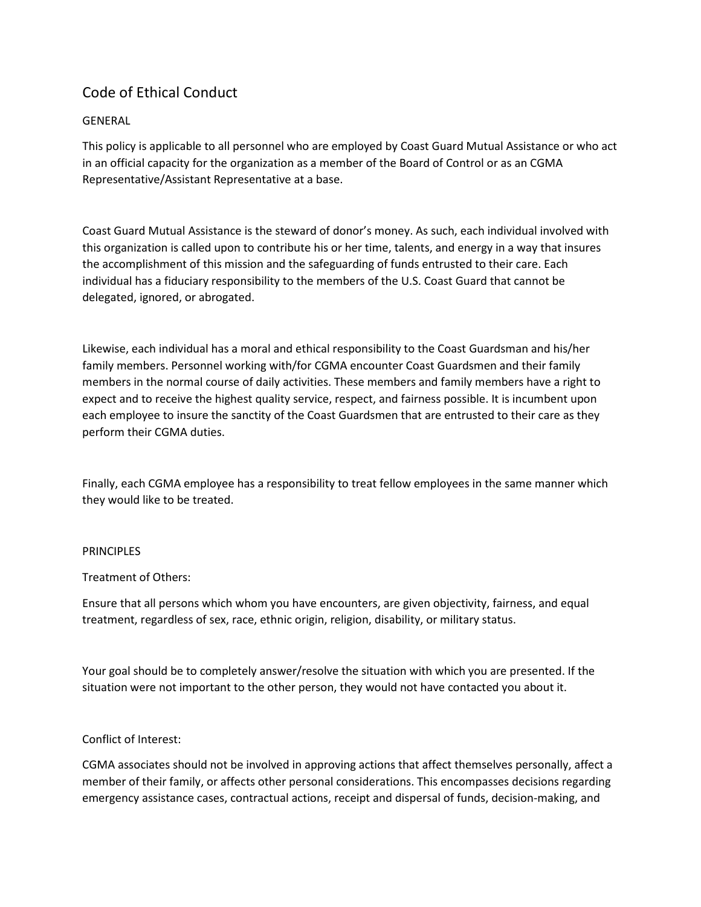# Code of Ethical Conduct

## GENERAL

This policy is applicable to all personnel who are employed by Coast Guard Mutual Assistance or who act in an official capacity for the organization as a member of the Board of Control or as an CGMA Representative/Assistant Representative at a base.

Coast Guard Mutual Assistance is the steward of donor's money. As such, each individual involved with this organization is called upon to contribute his or her time, talents, and energy in a way that insures the accomplishment of this mission and the safeguarding of funds entrusted to their care. Each individual has a fiduciary responsibility to the members of the U.S. Coast Guard that cannot be delegated, ignored, or abrogated.

Likewise, each individual has a moral and ethical responsibility to the Coast Guardsman and his/her family members. Personnel working with/for CGMA encounter Coast Guardsmen and their family members in the normal course of daily activities. These members and family members have a right to expect and to receive the highest quality service, respect, and fairness possible. It is incumbent upon each employee to insure the sanctity of the Coast Guardsmen that are entrusted to their care as they perform their CGMA duties.

Finally, each CGMA employee has a responsibility to treat fellow employees in the same manner which they would like to be treated.

## PRINCIPLES

### Treatment of Others:

Ensure that all persons which whom you have encounters, are given objectivity, fairness, and equal treatment, regardless of sex, race, ethnic origin, religion, disability, or military status.

Your goal should be to completely answer/resolve the situation with which you are presented. If the situation were not important to the other person, they would not have contacted you about it.

### Conflict of Interest:

CGMA associates should not be involved in approving actions that affect themselves personally, affect a member of their family, or affects other personal considerations. This encompasses decisions regarding emergency assistance cases, contractual actions, receipt and dispersal of funds, decision-making, and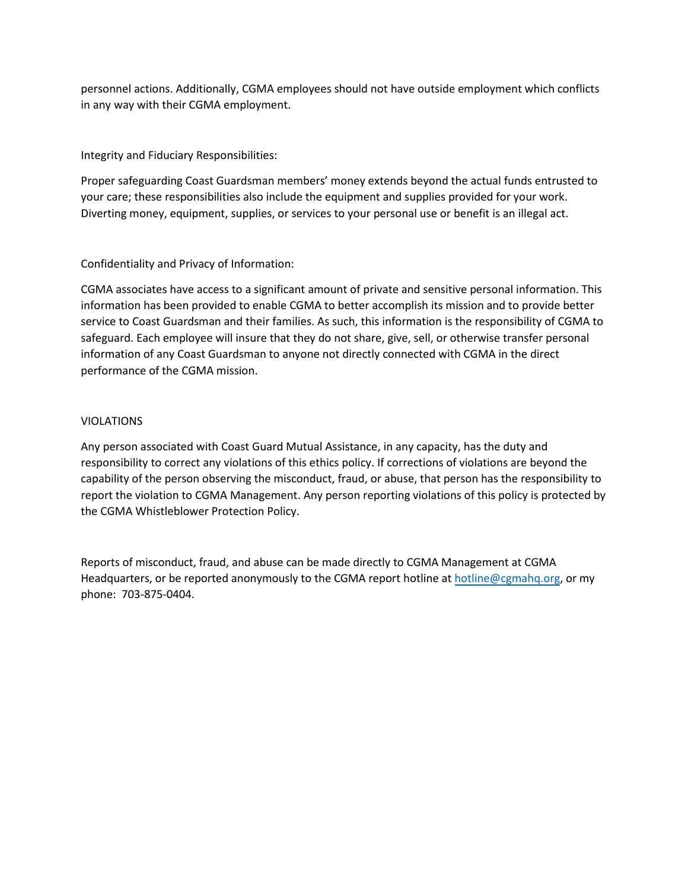personnel actions. Additionally, CGMA employees should not have outside employment which conflicts in any way with their CGMA employment.

Integrity and Fiduciary Responsibilities:

Proper safeguarding Coast Guardsman members' money extends beyond the actual funds entrusted to your care; these responsibilities also include the equipment and supplies provided for your work. Diverting money, equipment, supplies, or services to your personal use or benefit is an illegal act.

Confidentiality and Privacy of Information:

CGMA associates have access to a significant amount of private and sensitive personal information. This information has been provided to enable CGMA to better accomplish its mission and to provide better service to Coast Guardsman and their families. As such, this information is the responsibility of CGMA to safeguard. Each employee will insure that they do not share, give, sell, or otherwise transfer personal information of any Coast Guardsman to anyone not directly connected with CGMA in the direct performance of the CGMA mission.

VIOLATIONS

Any person associated with Coast Guard Mutual Assistance, in any capacity, has the duty and responsibility to correct any violations of this ethics policy. If corrections of violations are beyond the capability of the person observing the misconduct, fraud, or abuse, that person has the responsibility to report the violation to CGMA Management. Any person reporting violations of this policy is protected by the CGMA Whistleblower Protection Policy.

Reports of misconduct, fraud, and abuse can be made directly to CGMA Management at CGMA Headquarters, or be reported anonymously to the CGMA report hotline at [hotline@cgmahq.org](mailto:hotline@cgmahq.org), or my phone: 703-875-0404.